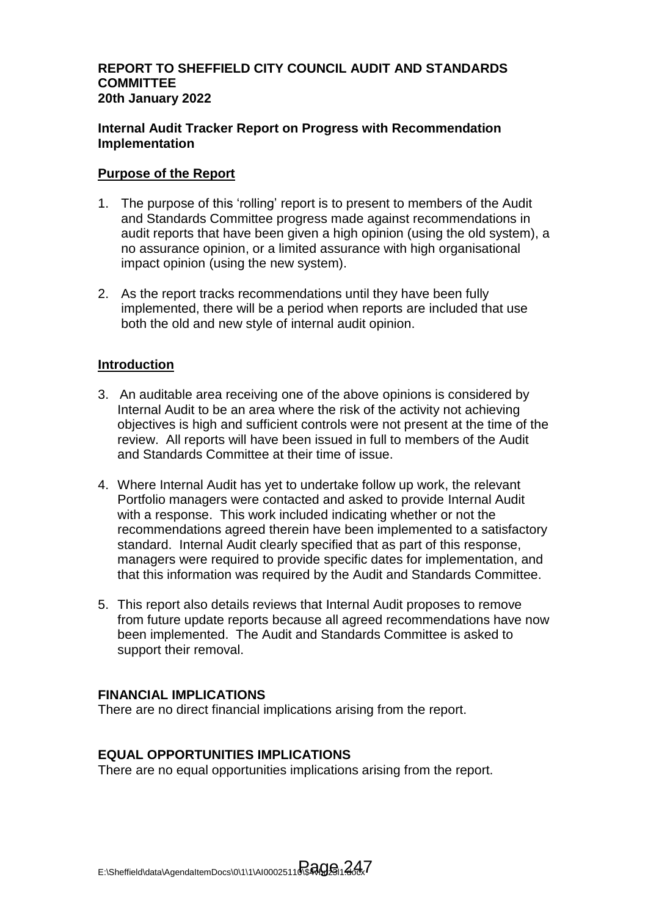**REPORT TO SHEFFIELD CITY COUNCIL AUDIT AND STANDARDS COMMITTEE**
**20th January 2022**

**Internal Audit Tracker Report on Progress with Recommendation Implementation**

## Purpose of the Report

1. The purpose of this 'rolling' report is to present to members of the Audit and Standards Committee progress made against recommendations in audit reports that have been given a high opinion (using the old system), a no assurance opinion, or a limited assurance with high organisational impact opinion (using the new system).

2. As the report tracks recommendations until they have been fully implemented, there will be a period when reports are included that use both the old and new style of internal audit opinion.

## Introduction

3. An auditable area receiving one of the above opinions is considered by Internal Audit to be an area where the risk of the activity not achieving objectives is high and sufficient controls were not present at the time of the review. All reports will have been issued in full to members of the Audit and Standards Committee at their time of issue.

4. Where Internal Audit has yet to undertake follow up work, the relevant Portfolio managers were contacted and asked to provide Internal Audit with a response. This work included indicating whether or not the recommendations agreed therein have been implemented to a satisfactory standard. Internal Audit clearly specified that as part of this response, managers were required to provide specific dates for implementation, and that this information was required by the Audit and Standards Committee.

5. This report also details reviews that Internal Audit proposes to remove from future update reports because all agreed recommendations have now been implemented. The Audit and Standards Committee is asked to support their removal.

## FINANCIAL IMPLICATIONS

There are no direct financial implications arising from the report.

## EQUAL OPPORTUNITIES IMPLICATIONS

There are no equal opportunities implications arising from the report.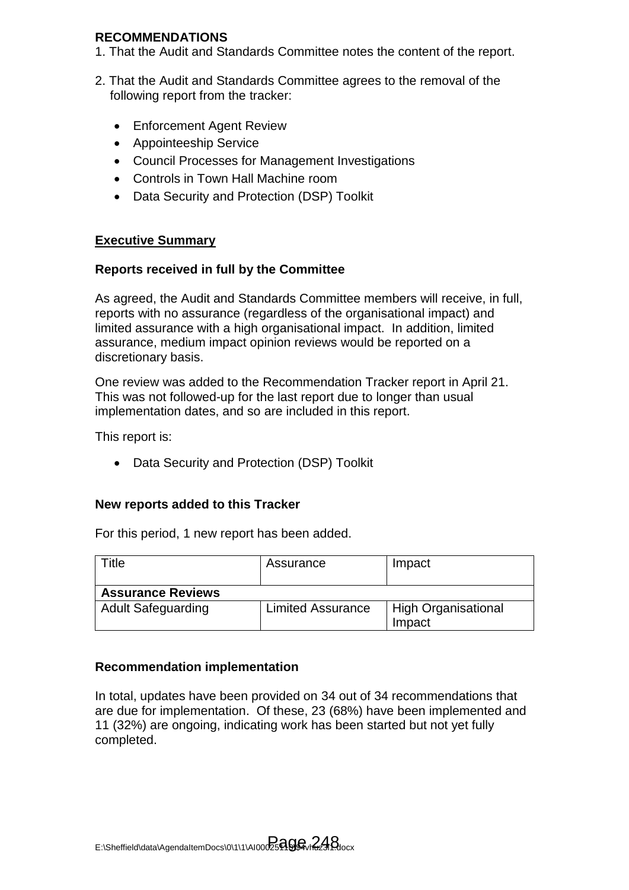**RECOMMENDATIONS**

1. That the Audit and Standards Committee notes the content of the report.

2. That the Audit and Standards Committee agrees to the removal of the following report from the tracker:

   - Enforcement Agent Review
   - Appointeeship Service
   - Council Processes for Management Investigations
   - Controls in Town Hall Machine room
   - Data Security and Protection (DSP) Toolkit

## Executive Summary

### Reports received in full by the Committee

As agreed, the Audit and Standards Committee members will receive, in full, reports with no assurance (regardless of the organisational impact) and limited assurance with a high organisational impact. In addition, limited assurance, medium impact opinion reviews would be reported on a discretionary basis.

One review was added to the Recommendation Tracker report in April 21. This was not followed-up for the last report due to longer than usual implementation dates, and so are included in this report.

This report is:

- Data Security and Protection (DSP) Toolkit

### New reports added to this Tracker

For this period, 1 new report has been added.

| Title | Assurance | Impact |
|---|---|---|
| **Assurance Reviews** | | |
| Adult Safeguarding | Limited Assurance | High Organisational Impact |

### Recommendation implementation

In total, updates have been provided on 34 out of 34 recommendations that are due for implementation. Of these, 23 (68%) have been implemented and 11 (32%) are ongoing, indicating work has been started but not yet fully completed.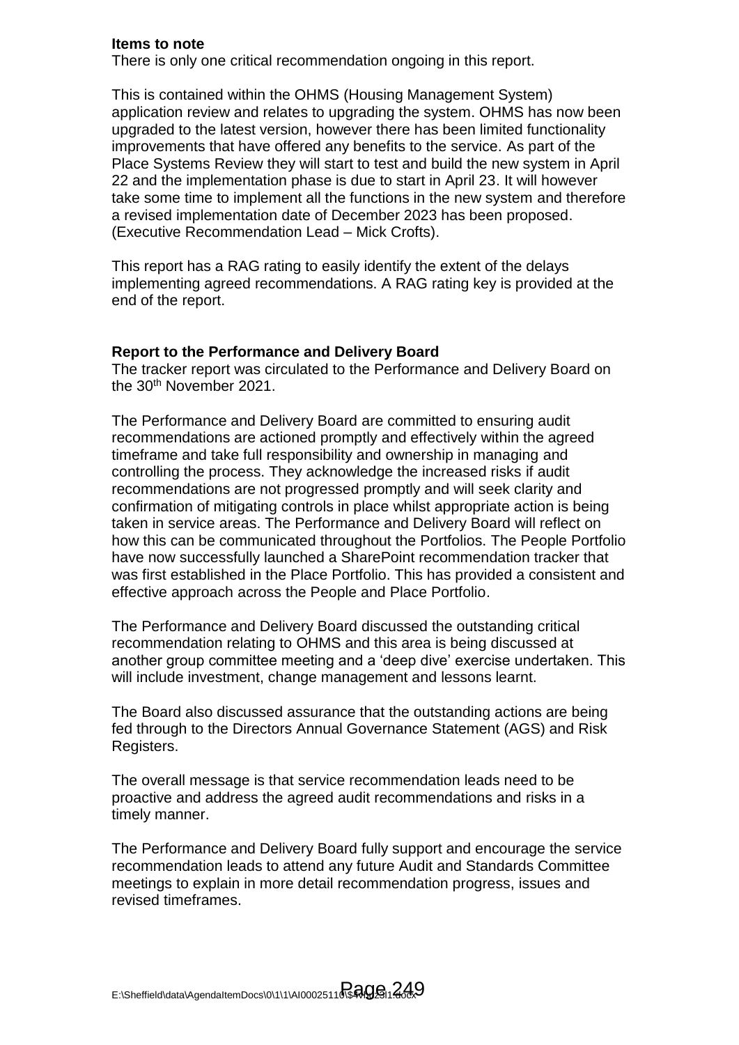**Items to note**

There is only one critical recommendation ongoing in this report.

This is contained within the OHMS (Housing Management System) application review and relates to upgrading the system. OHMS has now been upgraded to the latest version, however there has been limited functionality improvements that have offered any benefits to the service. As part of the Place Systems Review they will start to test and build the new system in April 22 and the implementation phase is due to start in April 23. It will however take some time to implement all the functions in the new system and therefore a revised implementation date of December 2023 has been proposed. (Executive Recommendation Lead – Mick Crofts).

This report has a RAG rating to easily identify the extent of the delays implementing agreed recommendations. A RAG rating key is provided at the end of the report.

**Report to the Performance and Delivery Board**

The tracker report was circulated to the Performance and Delivery Board on the 30th November 2021.

The Performance and Delivery Board are committed to ensuring audit recommendations are actioned promptly and effectively within the agreed timeframe and take full responsibility and ownership in managing and controlling the process. They acknowledge the increased risks if audit recommendations are not progressed promptly and will seek clarity and confirmation of mitigating controls in place whilst appropriate action is being taken in service areas. The Performance and Delivery Board will reflect on how this can be communicated throughout the Portfolios. The People Portfolio have now successfully launched a SharePoint recommendation tracker that was first established in the Place Portfolio. This has provided a consistent and effective approach across the People and Place Portfolio.

The Performance and Delivery Board discussed the outstanding critical recommendation relating to OHMS and this area is being discussed at another group committee meeting and a 'deep dive' exercise undertaken. This will include investment, change management and lessons learnt.

The Board also discussed assurance that the outstanding actions are being fed through to the Directors Annual Governance Statement (AGS) and Risk Registers.

The overall message is that service recommendation leads need to be proactive and address the agreed audit recommendations and risks in a timely manner.

The Performance and Delivery Board fully support and encourage the service recommendation leads to attend any future Audit and Standards Committee meetings to explain in more detail recommendation progress, issues and revised timeframes.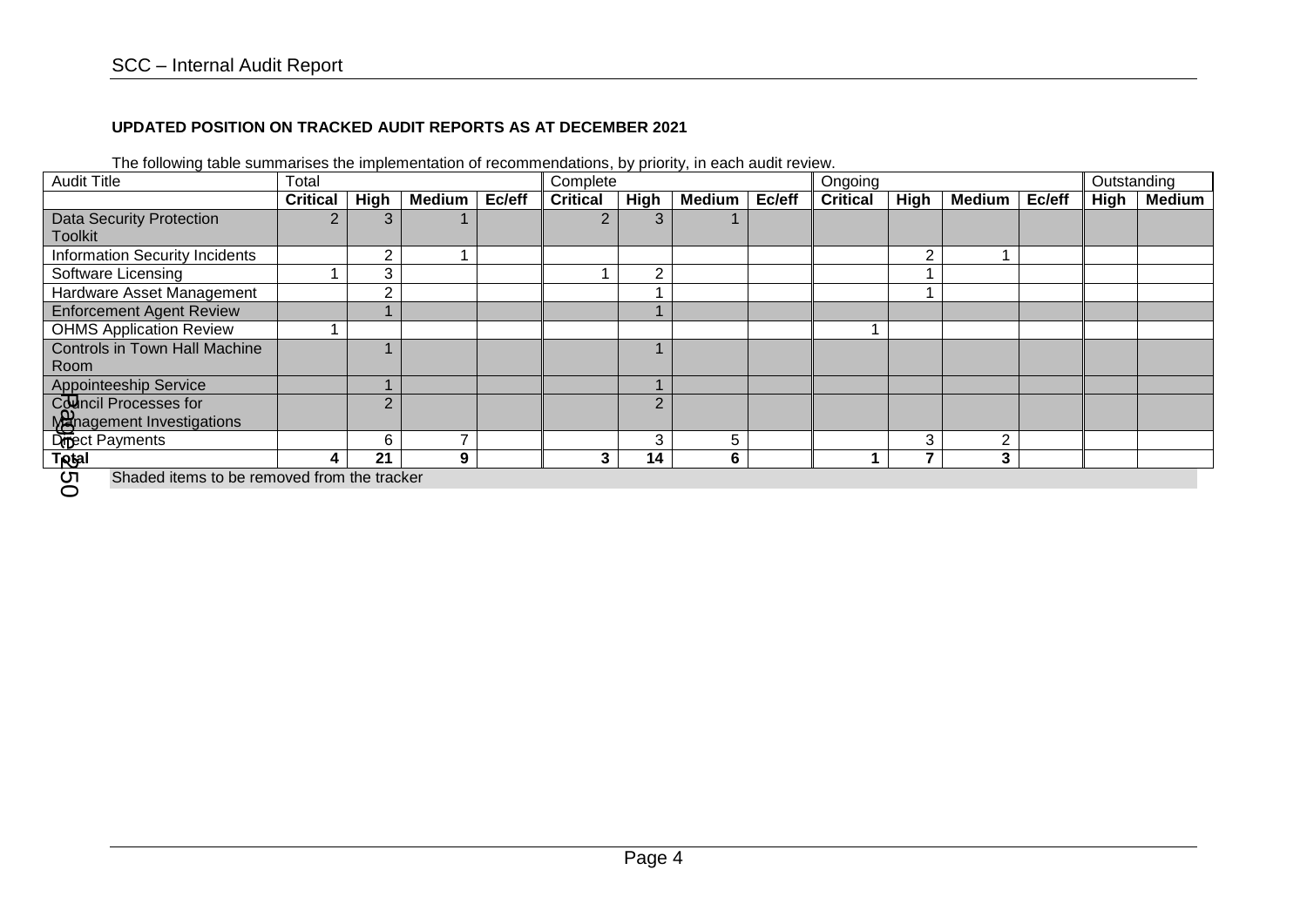**UPDATED POSITION ON TRACKED AUDIT REPORTS AS AT DECEMBER 2021**

The following table summarises the implementation of recommendations, by priority, in each audit review.

| Audit Title | Total | | | | Complete | | | | Ongoing | | | | Outstanding | |
|---|---|---|---|---|---|---|---|---|---|---|---|---|---|---|
| | **Critical** | **High** | **Medium** | **Ec/eff** | **Critical** | **High** | **Medium** | **Ec/eff** | **Critical** | **High** | **Medium** | **Ec/eff** | **High** | **Medium** |
| Data Security Protection Toolkit | 2 | 3 | 1 | | 2 | 3 | 1 | | | | | | | |
| Information Security Incidents | | 2 | 1 | | | | | | | 2 | 1 | | | |
| Software Licensing | 1 | 3 | | | 1 | 2 | | | | 1 | | | | |
| Hardware Asset Management | | 2 | | | | 1 | | | | 1 | | | | |
| Enforcement Agent Review | | 1 | | | | 1 | | | | | | | | |
| OHMS Application Review | 1 | | | | | | | | 1 | | | | | |
| Controls in Town Hall Machine Room | | 1 | | | | 1 | | | | | | | | |
| Appointeeship Service | | 1 | | | | 1 | | | | | | | | |
| Council Processes for Management Investigations | | 2 | | | | 2 | | | | | | | | |
| Direct Payments | | 6 | 7 | | | 3 | 5 | | | 3 | 2 | | | |
| **Total** | **4** | **21** | **9** | | **3** | **14** | **6** | | **1** | **7** | **3** | | | |

Shaded items to be removed from the tracker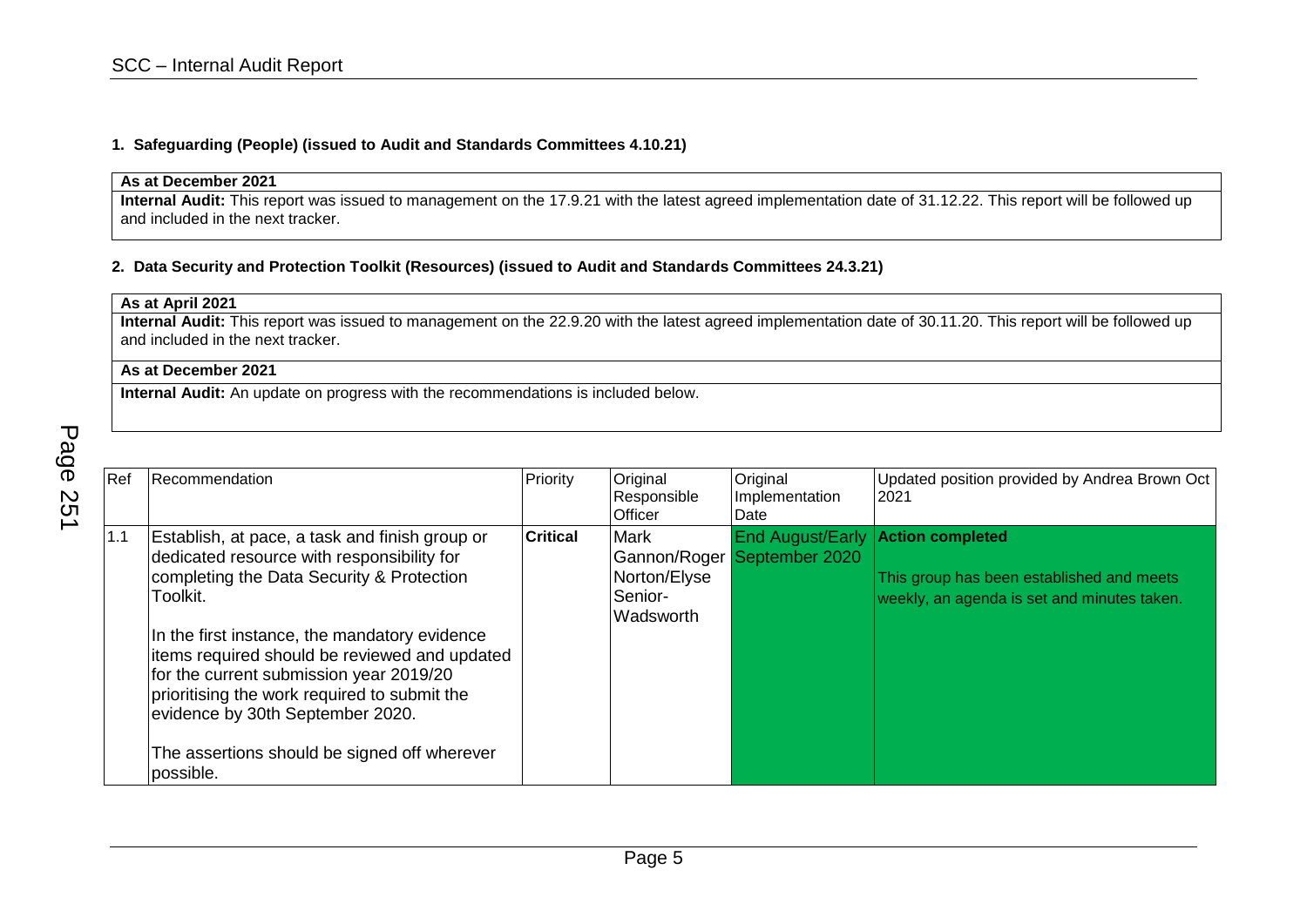**1. Safeguarding (People) (issued to Audit and Standards Committees 4.10.21)**

| **As at December 2021** |
|---|
| **Internal Audit:** This report was issued to management on the 17.9.21 with the latest agreed implementation date of 31.12.22. This report will be followed up and included in the next tracker. |

**2. Data Security and Protection Toolkit (Resources) (issued to Audit and Standards Committees 24.3.21)**

| **As at April 2021** |
|---|
| **Internal Audit:** This report was issued to management on the 22.9.20 with the latest agreed implementation date of 30.11.20. This report will be followed up and included in the next tracker. |
| **As at December 2021** |
| **Internal Audit:** An update on progress with the recommendations is included below. |

| Ref | Recommendation | Priority | Original Responsible Officer | Original Implementation Date | Updated position provided by Andrea Brown Oct 2021 |
|---|---|---|---|---|---|
| 1.1 | Establish, at pace, a task and finish group or dedicated resource with responsibility for completing the Data Security & Protection Toolkit.<br><br>In the first instance, the mandatory evidence items required should be reviewed and updated for the current submission year 2019/20 prioritising the work required to submit the evidence by 30th September 2020.<br><br>The assertions should be signed off wherever possible. | **Critical** | Mark Gannon/Roger Norton/Elyse Senior-Wadsworth | End August/Early September 2020 | **Action completed**<br><br>This group has been established and meets weekly, an agenda is set and minutes taken. |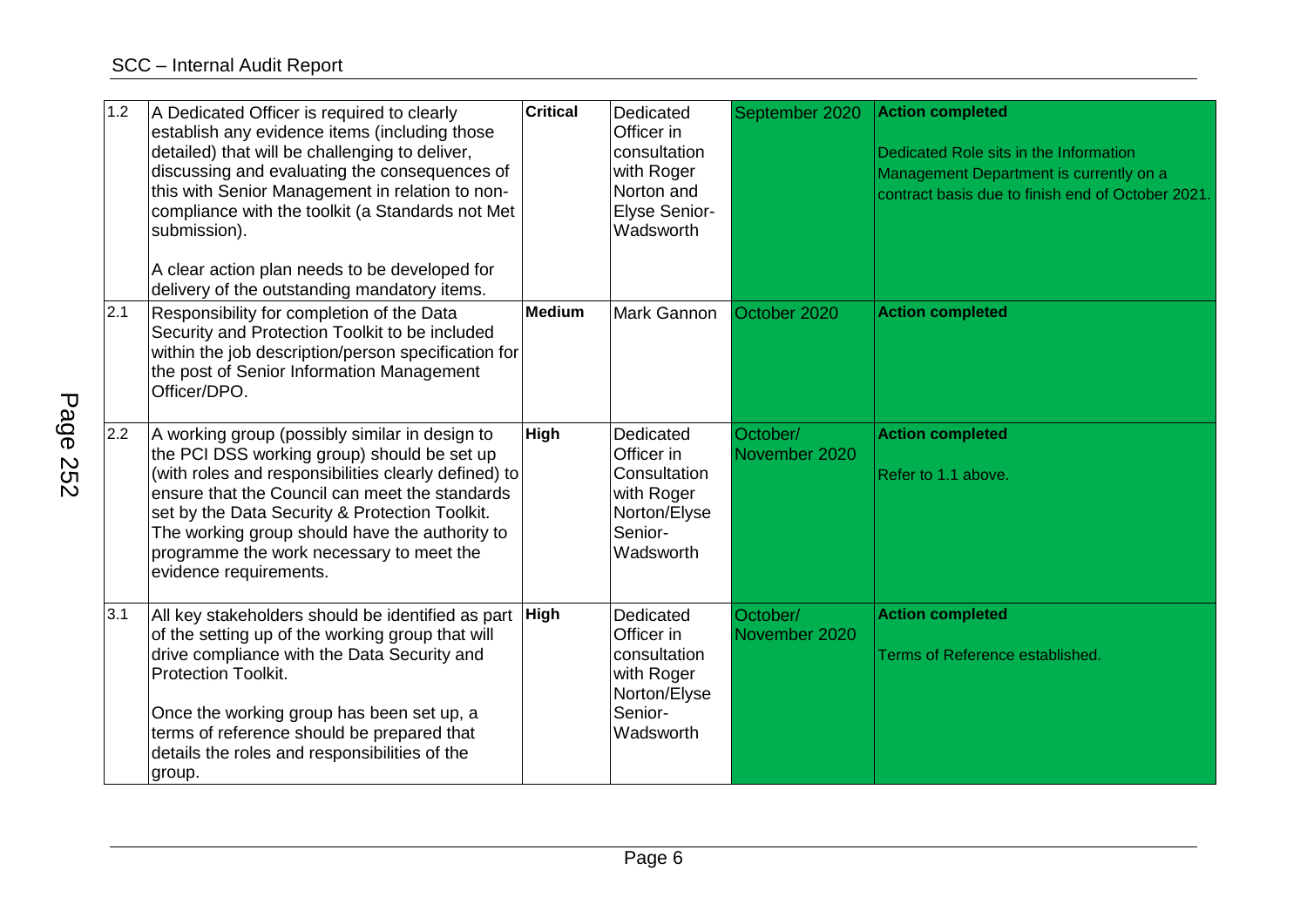| | | | | | |
|---|---|---|---|---|---|
| 1.2 | A Dedicated Officer is required to clearly establish any evidence items (including those detailed) that will be challenging to deliver, discussing and evaluating the consequences of this with Senior Management in relation to non-compliance with the toolkit (a Standards not Met submission).<br><br>A clear action plan needs to be developed for delivery of the outstanding mandatory items. | **Critical** | Dedicated Officer in consultation with Roger Norton and Elyse Senior-Wadsworth | September 2020 | **Action completed**<br><br>Dedicated Role sits in the Information Management Department is currently on a contract basis due to finish end of October 2021. |
| 2.1 | Responsibility for completion of the Data Security and Protection Toolkit to be included within the job description/person specification for the post of Senior Information Management Officer/DPO. | **Medium** | Mark Gannon | October 2020 | **Action completed** |
| 2.2 | A working group (possibly similar in design to the PCI DSS working group) should be set up (with roles and responsibilities clearly defined) to ensure that the Council can meet the standards set by the Data Security & Protection Toolkit. The working group should have the authority to programme the work necessary to meet the evidence requirements. | **High** | Dedicated Officer in Consultation with Roger Norton/Elyse Senior-Wadsworth | October/ November 2020 | **Action completed**<br><br>Refer to 1.1 above. |
| 3.1 | All key stakeholders should be identified as part of the setting up of the working group that will drive compliance with the Data Security and Protection Toolkit.<br><br>Once the working group has been set up, a terms of reference should be prepared that details the roles and responsibilities of the group. | **High** | Dedicated Officer in consultation with Roger Norton/Elyse Senior-Wadsworth | October/ November 2020 | **Action completed**<br><br>Terms of Reference established. |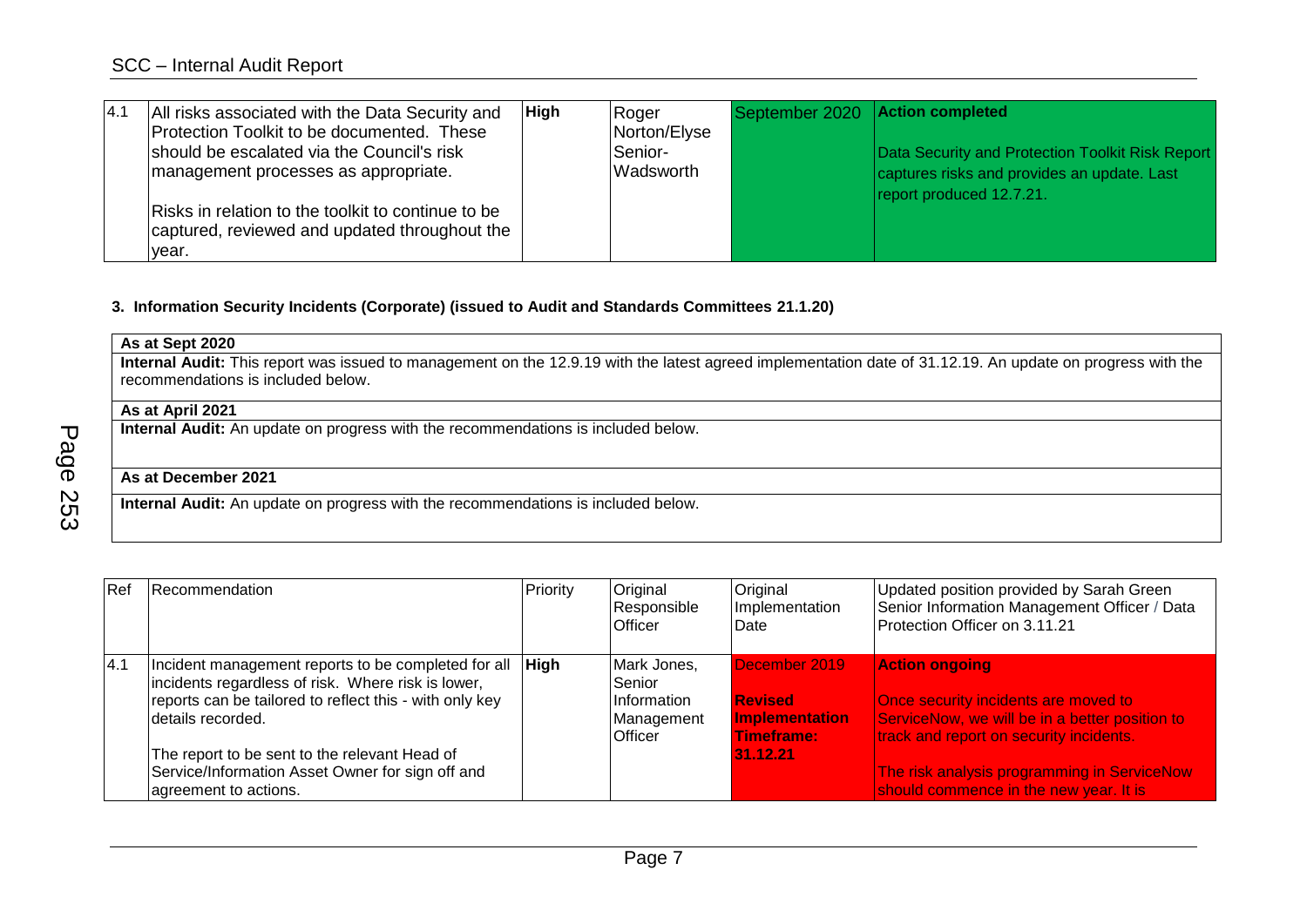| 4.1 | All risks associated with the Data Security and Protection Toolkit to be documented. These should be escalated via the Council's risk management processes as appropriate.<br><br>Risks in relation to the toolkit to continue to be captured, reviewed and updated throughout the year. | **High** | Roger Norton/Elyse Senior-Wadsworth | September 2020 | **Action completed**<br><br>Data Security and Protection Toolkit Risk Report captures risks and provides an update. Last report produced 12.7.21. |
|---|---|---|---|---|---|

**3. Information Security Incidents (Corporate) (issued to Audit and Standards Committees 21.1.20)**

| **As at Sept 2020** |
|---|
| **Internal Audit:** This report was issued to management on the 12.9.19 with the latest agreed implementation date of 31.12.19. An update on progress with the recommendations is included below. |
| **As at April 2021** |
| **Internal Audit:** An update on progress with the recommendations is included below. |
| **As at December 2021** |
| **Internal Audit:** An update on progress with the recommendations is included below. |

| Ref | Recommendation | Priority | Original Responsible Officer | Original Implementation Date | Updated position provided by Sarah Green Senior Information Management Officer / Data Protection Officer on 3.11.21 |
|---|---|---|---|---|---|
| 4.1 | Incident management reports to be completed for all incidents regardless of risk. Where risk is lower, reports can be tailored to reflect this - with only key details recorded.<br><br>The report to be sent to the relevant Head of Service/Information Asset Owner for sign off and agreement to actions. | **High** | Mark Jones, Senior Information Management Officer | December 2019<br><br>**Revised Implementation Timeframe: 31.12.21** | **Action ongoing**<br><br>Once security incidents are moved to ServiceNow, we will be in a better position to track and report on security incidents.<br><br>The risk analysis programming in ServiceNow should commence in the new year. It is |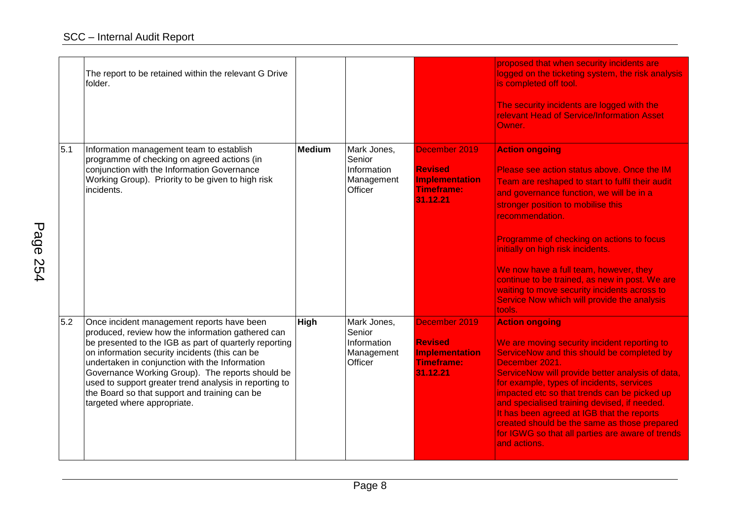| | | | | | |
|---|---|---|---|---|---|
| | The report to be retained within the relevant G Drive folder. | | | | proposed that when security incidents are logged on the ticketing system, the risk analysis is completed off tool.<br><br>The security incidents are logged with the relevant Head of Service/Information Asset Owner. |
| 5.1 | Information management team to establish programme of checking on agreed actions (in conjunction with the Information Governance Working Group). Priority to be given to high risk incidents. | **Medium** | Mark Jones, Senior Information Management Officer | December 2019<br><br>**Revised Implementation Timeframe: 31.12.21** | **Action ongoing**<br><br>Please see action status above. Once the IM Team are reshaped to start to fulfil their audit and governance function, we will be in a stronger position to mobilise this recommendation.<br><br>Programme of checking on actions to focus initially on high risk incidents.<br><br>We now have a full team, however, they continue to be trained, as new in post. We are waiting to move security incidents across to Service Now which will provide the analysis tools. |
| 5.2 | Once incident management reports have been produced, review how the information gathered can be presented to the IGB as part of quarterly reporting on information security incidents (this can be undertaken in conjunction with the Information Governance Working Group). The reports should be used to support greater trend analysis in reporting to the Board so that support and training can be targeted where appropriate. | **High** | Mark Jones, Senior Information Management Officer | December 2019<br><br>**Revised Implementation Timeframe: 31.12.21** | **Action ongoing**<br><br>We are moving security incident reporting to ServiceNow and this should be completed by December 2021.<br>ServiceNow will provide better analysis of data, for example, types of incidents, services impacted etc so that trends can be picked up and specialised training devised, if needed.<br>It has been agreed at IGB that the reports created should be the same as those prepared for IGWG so that all parties are aware of trends and actions. |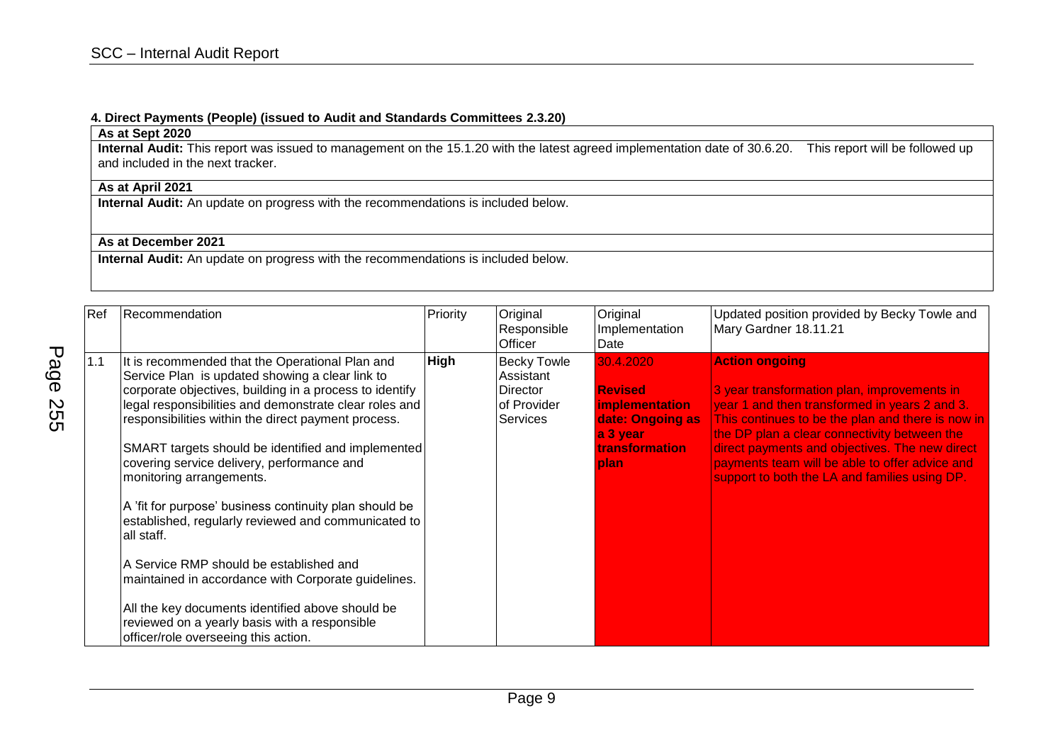**4. Direct Payments (People) (issued to Audit and Standards Committees 2.3.20)**

| **As at Sept 2020** |
|---|
| **Internal Audit:** This report was issued to management on the 15.1.20 with the latest agreed implementation date of 30.6.20. This report will be followed up and included in the next tracker. |
| **As at April 2021** |
| **Internal Audit:** An update on progress with the recommendations is included below. |
| **As at December 2021** |
| **Internal Audit:** An update on progress with the recommendations is included below. |

| Ref | Recommendation | Priority | Original Responsible Officer | Original Implementation Date | Updated position provided by Becky Towle and Mary Gardner 18.11.21 |
|---|---|---|---|---|---|
| 1.1 | It is recommended that the Operational Plan and Service Plan is updated showing a clear link to corporate objectives, building in a process to identify legal responsibilities and demonstrate clear roles and responsibilities within the direct payment process.<br><br>SMART targets should be identified and implemented covering service delivery, performance and monitoring arrangements.<br><br>A 'fit for purpose' business continuity plan should be established, regularly reviewed and communicated to all staff.<br><br>A Service RMP should be established and maintained in accordance with Corporate guidelines.<br><br>All the key documents identified above should be reviewed on a yearly basis with a responsible officer/role overseeing this action. | **High** | Becky Towle Assistant Director of Provider Services | 30.4.2020<br><br>**Revised implementation date: Ongoing as a 3 year transformation plan** | **Action ongoing**<br><br>3 year transformation plan, improvements in year 1 and then transformed in years 2 and 3. This continues to be the plan and there is now in the DP plan a clear connectivity between the direct payments and objectives. The new direct payments team will be able to offer advice and support to both the LA and families using DP. |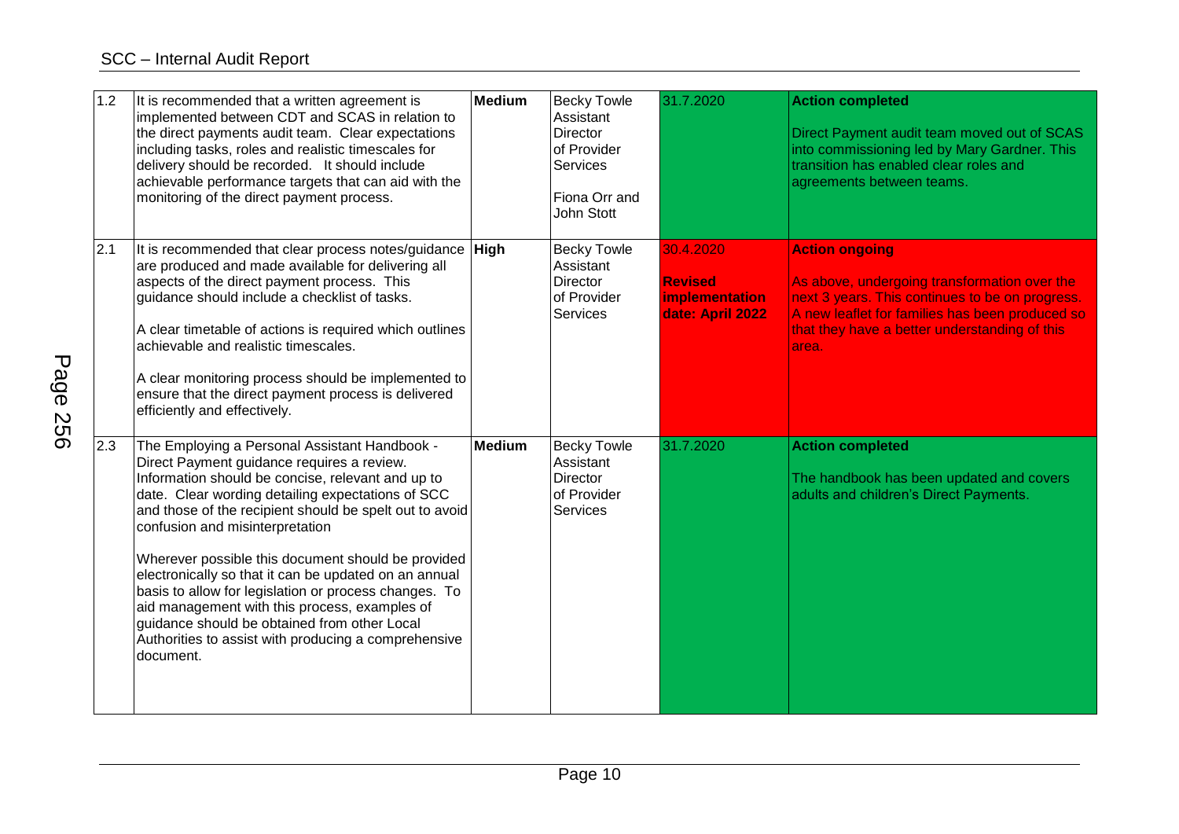| | | | | | |
|---|---|---|---|---|---|
| 1.2 | It is recommended that a written agreement is implemented between CDT and SCAS in relation to the direct payments audit team. Clear expectations including tasks, roles and realistic timescales for delivery should be recorded. It should include achievable performance targets that can aid with the monitoring of the direct payment process. | **Medium** | Becky Towle Assistant Director of Provider Services<br><br>Fiona Orr and John Stott | 31.7.2020 | **Action completed**<br><br>Direct Payment audit team moved out of SCAS into commissioning led by Mary Gardner. This transition has enabled clear roles and agreements between teams. |
| 2.1 | It is recommended that clear process notes/guidance are produced and made available for delivering all aspects of the direct payment process. This guidance should include a checklist of tasks.<br><br>A clear timetable of actions is required which outlines achievable and realistic timescales.<br><br>A clear monitoring process should be implemented to ensure that the direct payment process is delivered efficiently and effectively. | **High** | Becky Towle Assistant Director of Provider Services | 30.4.2020<br><br>**Revised implementation date: April 2022** | **Action ongoing**<br><br>As above, undergoing transformation over the next 3 years. This continues to be on progress. A new leaflet for families has been produced so that they have a better understanding of this area. |
| 2.3 | The Employing a Personal Assistant Handbook - Direct Payment guidance requires a review. Information should be concise, relevant and up to date. Clear wording detailing expectations of SCC and those of the recipient should be spelt out to avoid confusion and misinterpretation<br><br>Wherever possible this document should be provided electronically so that it can be updated on an annual basis to allow for legislation or process changes. To aid management with this process, examples of guidance should be obtained from other Local Authorities to assist with producing a comprehensive document. | **Medium** | Becky Towle Assistant Director of Provider Services | 31.7.2020 | **Action completed**<br><br>The handbook has been updated and covers adults and children's Direct Payments. |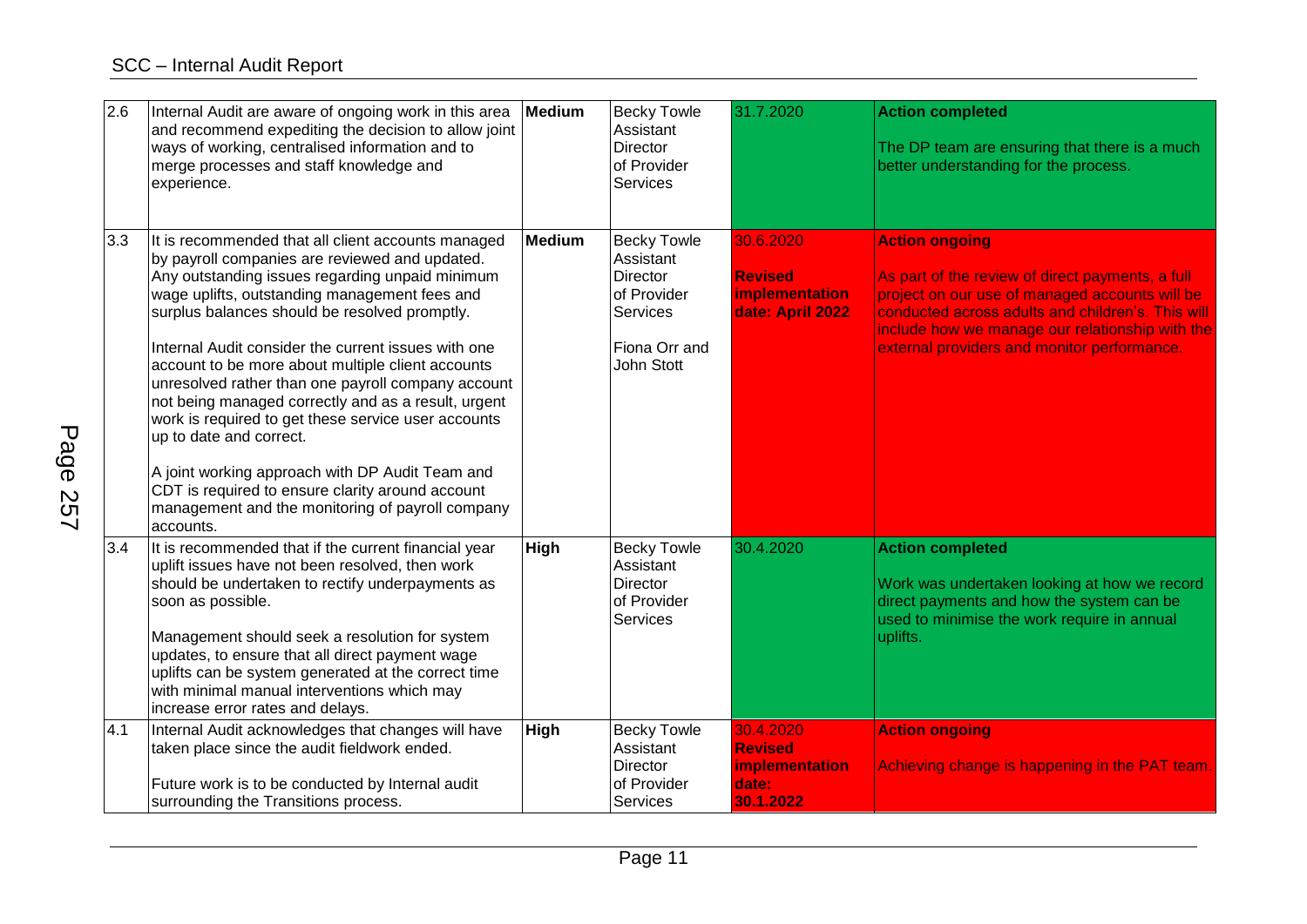| 2.6 | Internal Audit are aware of ongoing work in this area and recommend expediting the decision to allow joint ways of working, centralised information and to merge processes and staff knowledge and experience. | Medium | Becky Towle Assistant Director of Provider Services | 31.7.2020 | **Action completed**<br><br>The DP team are ensuring that there is a much better understanding for the process. |
|---|---|---|---|---|---|
| 3.3 | It is recommended that all client accounts managed by payroll companies are reviewed and updated. Any outstanding issues regarding unpaid minimum wage uplifts, outstanding management fees and surplus balances should be resolved promptly.<br><br>Internal Audit consider the current issues with one account to be more about multiple client accounts unresolved rather than one payroll company account not being managed correctly and as a result, urgent work is required to get these service user accounts up to date and correct.<br><br>A joint working approach with DP Audit Team and CDT is required to ensure clarity around account management and the monitoring of payroll company accounts. | Medium | Becky Towle Assistant Director of Provider Services<br><br>Fiona Orr and John Stott | 30.6.2020<br><br>**Revised implementation date: April 2022** | **Action ongoing**<br><br>As part of the review of direct payments, a full project on our use of managed accounts will be conducted across adults and children's. This will include how we manage our relationship with the external providers and monitor performance. |
| 3.4 | It is recommended that if the current financial year uplift issues have not been resolved, then work should be undertaken to rectify underpayments as soon as possible.<br><br>Management should seek a resolution for system updates, to ensure that all direct payment wage uplifts can be system generated at the correct time with minimal manual interventions which may increase error rates and delays. | High | Becky Towle Assistant Director of Provider Services | 30.4.2020 | **Action completed**<br><br>Work was undertaken looking at how we record direct payments and how the system can be used to minimise the work require in annual uplifts. |
| 4.1 | Internal Audit acknowledges that changes will have taken place since the audit fieldwork ended.<br><br>Future work is to be conducted by Internal audit surrounding the Transitions process. | High | Becky Towle Assistant Director of Provider Services | 30.4.2020<br>**Revised implementation date: 30.1.2022** | **Action ongoing**<br><br>Achieving change is happening in the PAT team. |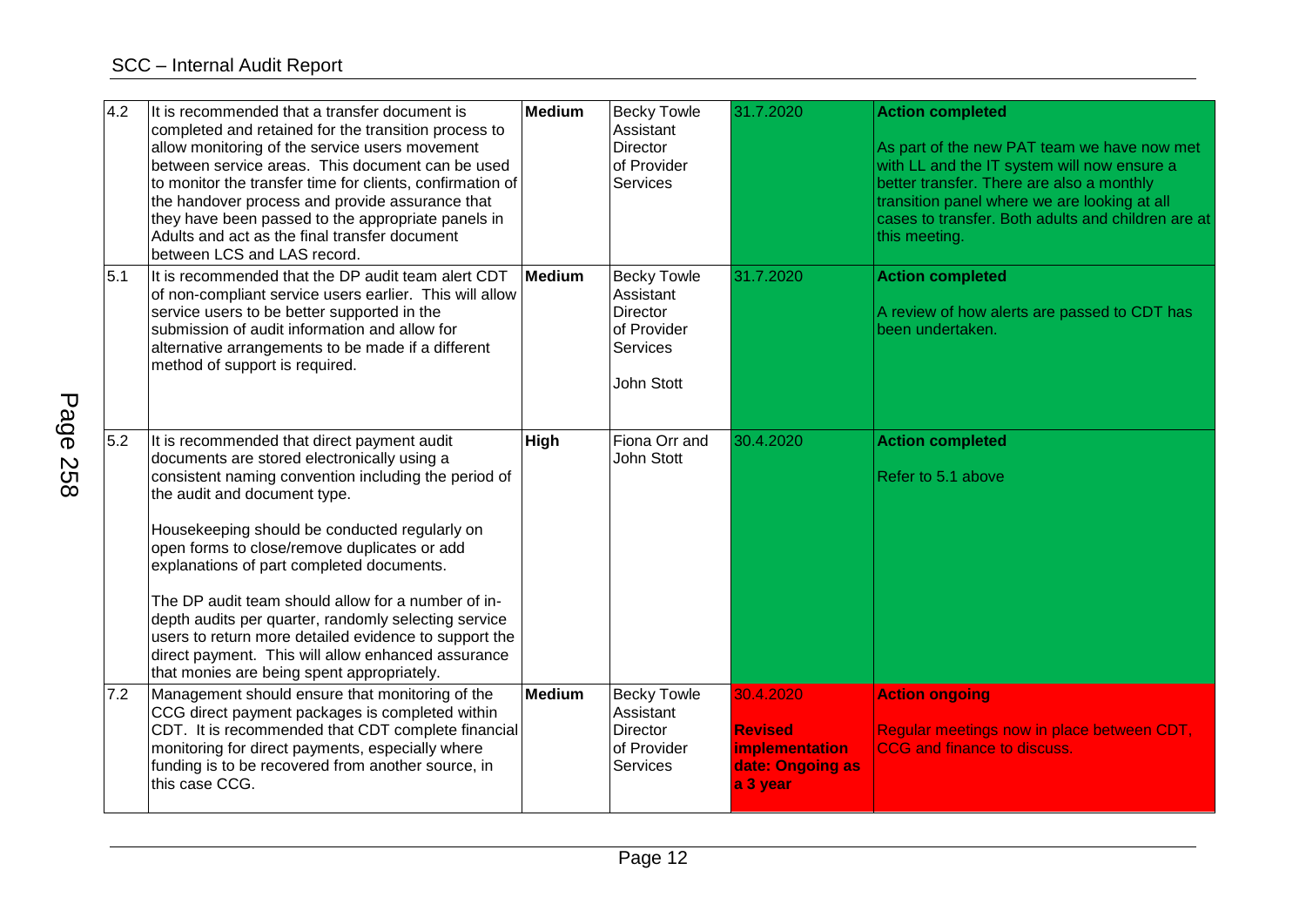| 4.2 | It is recommended that a transfer document is completed and retained for the transition process to allow monitoring of the service users movement between service areas. This document can be used to monitor the transfer time for clients, confirmation of the handover process and provide assurance that they have been passed to the appropriate panels in Adults and act as the final transfer document between LCS and LAS record. | **Medium** | Becky Towle Assistant Director of Provider Services | 31.7.2020 | **Action completed**<br><br>As part of the new PAT team we have now met with LL and the IT system will now ensure a better transfer. There are also a monthly transition panel where we are looking at all cases to transfer. Both adults and children are at this meeting. |
|---|---|---|---|---|---|
| 5.1 | It is recommended that the DP audit team alert CDT of non-compliant service users earlier. This will allow service users to be better supported in the submission of audit information and allow for alternative arrangements to be made if a different method of support is required. | **Medium** | Becky Towle Assistant Director of Provider Services<br><br>John Stott | 31.7.2020 | **Action completed**<br><br>A review of how alerts are passed to CDT has been undertaken. |
| 5.2 | It is recommended that direct payment audit documents are stored electronically using a consistent naming convention including the period of the audit and document type.<br><br>Housekeeping should be conducted regularly on open forms to close/remove duplicates or add explanations of part completed documents.<br><br>The DP audit team should allow for a number of in-depth audits per quarter, randomly selecting service users to return more detailed evidence to support the direct payment. This will allow enhanced assurance that monies are being spent appropriately. | **High** | Fiona Orr and John Stott | 30.4.2020 | **Action completed**<br><br>Refer to 5.1 above |
| 7.2 | Management should ensure that monitoring of the CCG direct payment packages is completed within CDT. It is recommended that CDT complete financial monitoring for direct payments, especially where funding is to be recovered from another source, in this case CCG. | **Medium** | Becky Towle Assistant Director of Provider Services | 30.4.2020<br><br>**Revised implementation date: Ongoing as a 3 year** | **Action ongoing**<br><br>Regular meetings now in place between CDT, CCG and finance to discuss. |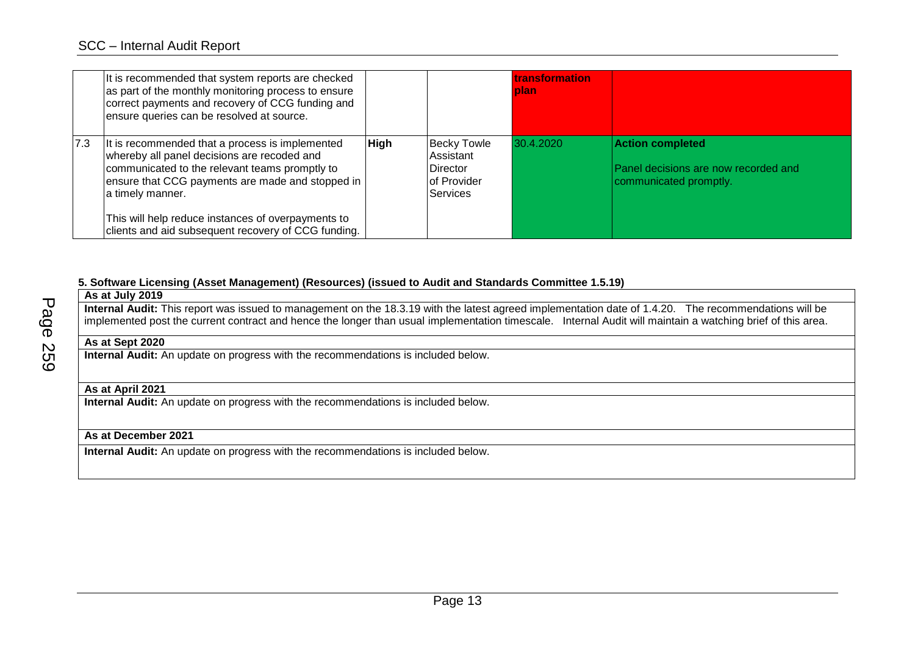| | | | | | |
|---|---|---|---|---|---|
| | It is recommended that system reports are checked as part of the monthly monitoring process to ensure correct payments and recovery of CCG funding and ensure queries can be resolved at source. | | | **transformation plan** | |
| 7.3 | It is recommended that a process is implemented whereby all panel decisions are recoded and communicated to the relevant teams promptly to ensure that CCG payments are made and stopped in a timely manner.<br><br>This will help reduce instances of overpayments to clients and aid subsequent recovery of CCG funding. | **High** | Becky Towle Assistant Director of Provider Services | 30.4.2020 | **Action completed**<br><br>Panel decisions are now recorded and communicated promptly. |

**5. Software Licensing (Asset Management) (Resources) (issued to Audit and Standards Committee 1.5.19)**

| |
|---|
| **As at July 2019** |
| **Internal Audit:** This report was issued to management on the 18.3.19 with the latest agreed implementation date of 1.4.20. The recommendations will be implemented post the current contract and hence the longer than usual implementation timescale. Internal Audit will maintain a watching brief of this area. |
| **As at Sept 2020** |
| **Internal Audit:** An update on progress with the recommendations is included below. |
| **As at April 2021** |
| **Internal Audit:** An update on progress with the recommendations is included below. |
| **As at December 2021** |
| **Internal Audit:** An update on progress with the recommendations is included below. |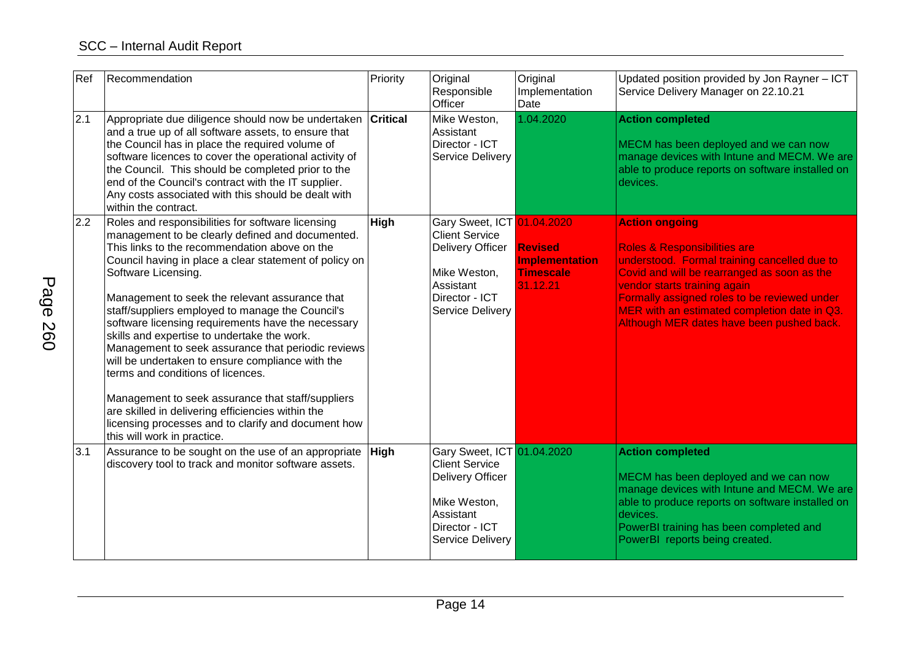| Ref | Recommendation | Priority | Original Responsible Officer | Original Implementation Date | Updated position provided by Jon Rayner – ICT Service Delivery Manager on 22.10.21 |
|---|---|---|---|---|---|
| 2.1 | Appropriate due diligence should now be undertaken and a true up of all software assets, to ensure that the Council has in place the required volume of software licences to cover the operational activity of the Council. This should be completed prior to the end of the Council's contract with the IT supplier. Any costs associated with this should be dealt with within the contract. | **Critical** | Mike Weston, Assistant Director - ICT Service Delivery | 1.04.2020 | **Action completed**<br><br>MECM has been deployed and we can now manage devices with Intune and MECM. We are able to produce reports on software installed on devices. |
| 2.2 | Roles and responsibilities for software licensing management to be clearly defined and documented. This links to the recommendation above on the Council having in place a clear statement of policy on Software Licensing.<br><br>Management to seek the relevant assurance that staff/suppliers employed to manage the Council's software licensing requirements have the necessary skills and expertise to undertake the work.<br>Management to seek assurance that periodic reviews will be undertaken to ensure compliance with the terms and conditions of licences.<br><br>Management to seek assurance that staff/suppliers are skilled in delivering efficiencies within the licensing processes and to clarify and document how this will work in practice. | **High** | Gary Sweet, ICT Client Service Delivery Officer<br><br>Mike Weston, Assistant Director - ICT Service Delivery | 01.04.2020<br><br>**Revised Implementation Timescale**<br>31.12.21 | **Action ongoing**<br><br>Roles & Responsibilities are understood. Formal training cancelled due to Covid and will be rearranged as soon as the vendor starts training again<br>Formally assigned roles to be reviewed under MER with an estimated completion date in Q3. Although MER dates have been pushed back. |
| 3.1 | Assurance to be sought on the use of an appropriate discovery tool to track and monitor software assets. | **High** | Gary Sweet, ICT Client Service Delivery Officer<br><br>Mike Weston, Assistant Director - ICT Service Delivery | 01.04.2020 | **Action completed**<br><br>MECM has been deployed and we can now manage devices with Intune and MECM. We are able to produce reports on software installed on devices.<br>PowerBI training has been completed and PowerBI reports being created. |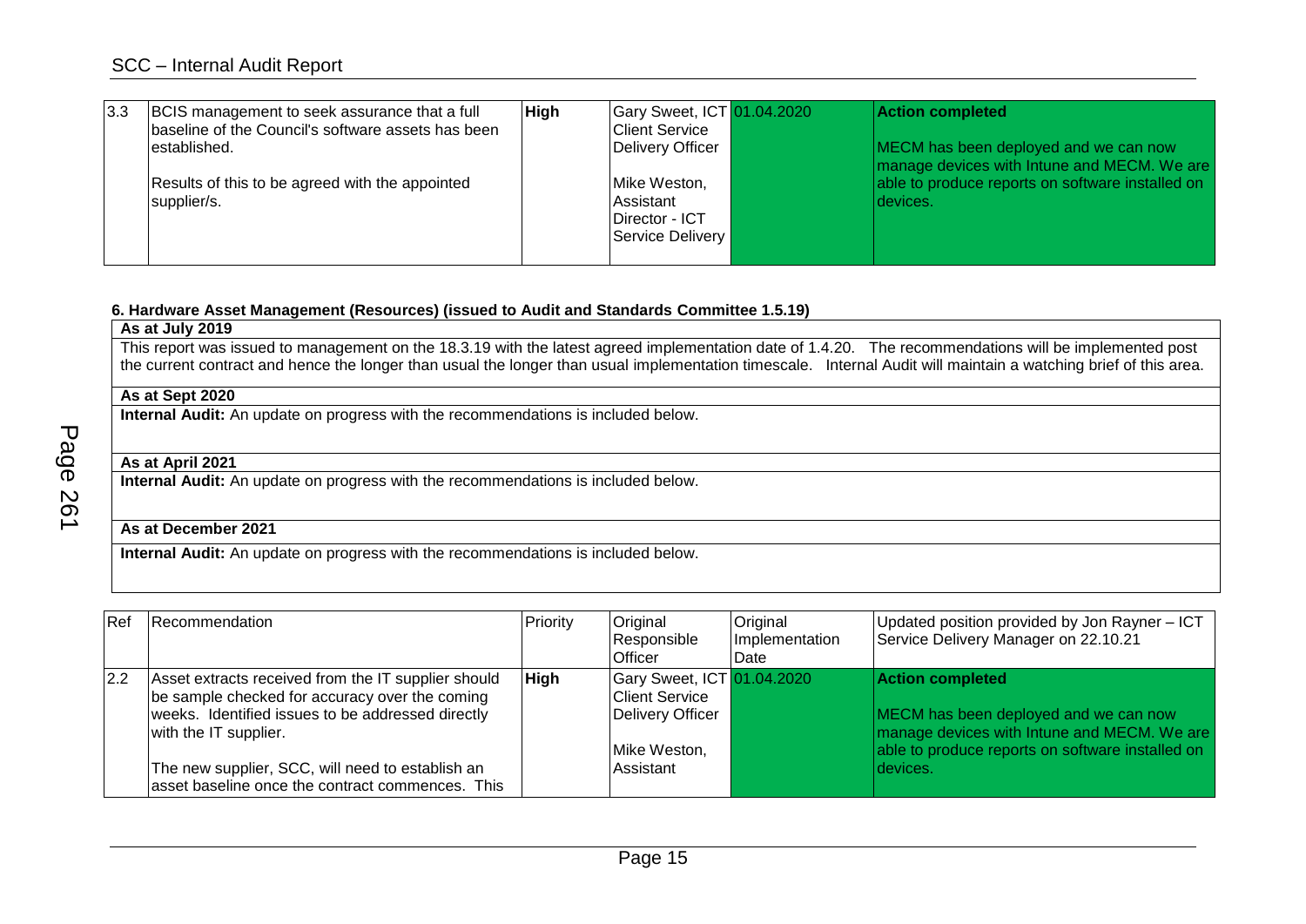| | | | | | |
|---|---|---|---|---|---|
| 3.3 | BCIS management to seek assurance that a full baseline of the Council's software assets has been established.<br><br>Results of this to be agreed with the appointed supplier/s. | **High** | Gary Sweet, ICT Client Service Delivery Officer<br><br>Mike Weston, Assistant Director - ICT Service Delivery | 01.04.2020 | **Action completed**<br><br>MECM has been deployed and we can now manage devices with Intune and MECM. We are able to produce reports on software installed on devices. |

**6. Hardware Asset Management (Resources) (issued to Audit and Standards Committee 1.5.19)**

| |
|---|
| **As at July 2019** |
| This report was issued to management on the 18.3.19 with the latest agreed implementation date of 1.4.20. The recommendations will be implemented post the current contract and hence the longer than usual the longer than usual implementation timescale. Internal Audit will maintain a watching brief of this area. |
| **As at Sept 2020** |
| **Internal Audit:** An update on progress with the recommendations is included below. |
| **As at April 2021** |
| **Internal Audit:** An update on progress with the recommendations is included below. |
| **As at December 2021** |
| **Internal Audit:** An update on progress with the recommendations is included below. |

| Ref | Recommendation | Priority | Original Responsible Officer | Original Implementation Date | Updated position provided by Jon Rayner – ICT Service Delivery Manager on 22.10.21 |
|---|---|---|---|---|---|
| 2.2 | Asset extracts received from the IT supplier should be sample checked for accuracy over the coming weeks. Identified issues to be addressed directly with the IT supplier.<br><br>The new supplier, SCC, will need to establish an asset baseline once the contract commences. This | **High** | Gary Sweet, ICT Client Service Delivery Officer<br><br>Mike Weston, Assistant | 01.04.2020 | **Action completed**<br><br>MECM has been deployed and we can now manage devices with Intune and MECM. We are able to produce reports on software installed on devices. |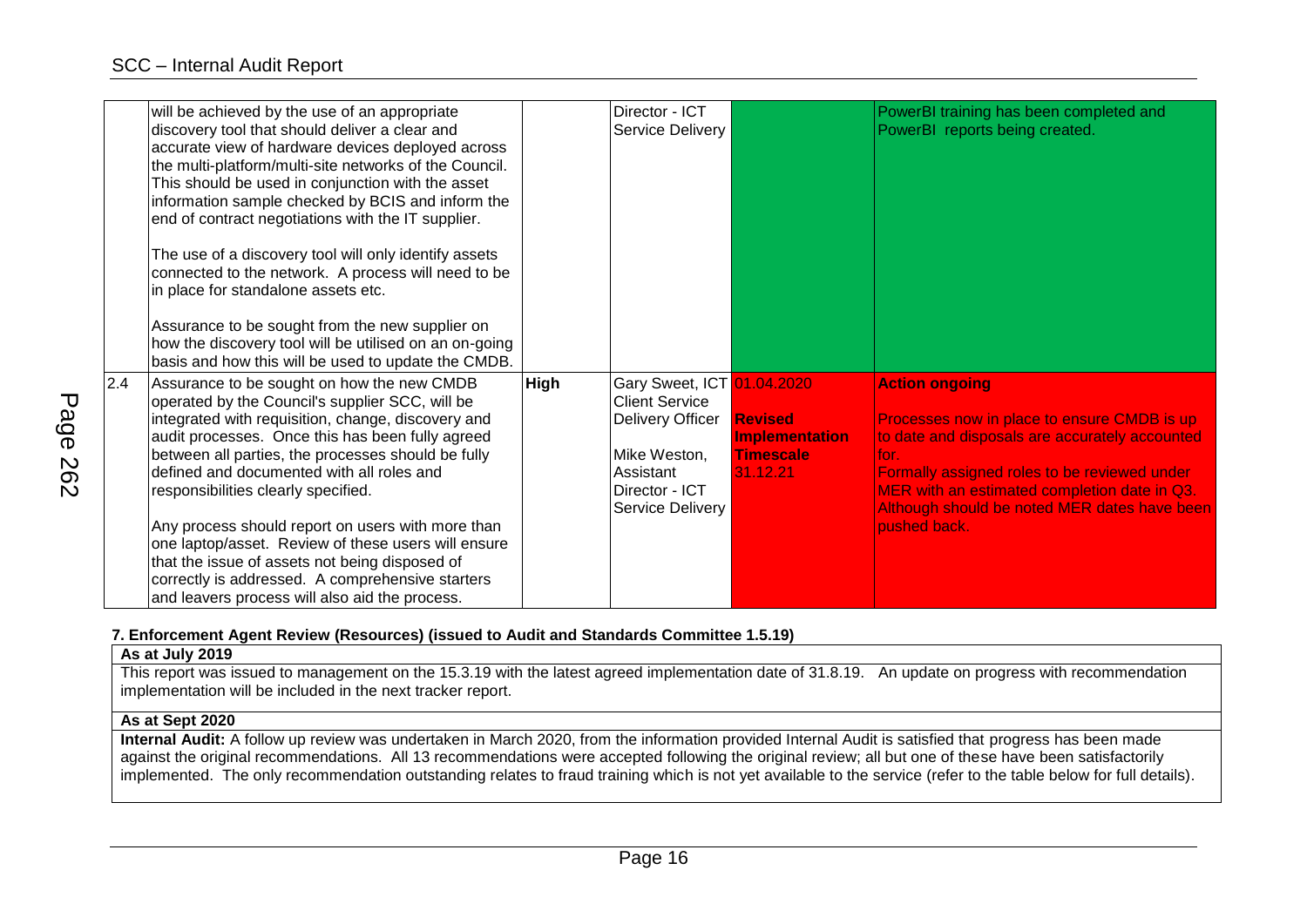| | | | | | |
|---|---|---|---|---|---|
| | will be achieved by the use of an appropriate discovery tool that should deliver a clear and accurate view of hardware devices deployed across the multi-platform/multi-site networks of the Council. This should be used in conjunction with the asset information sample checked by BCIS and inform the end of contract negotiations with the IT supplier.<br><br>The use of a discovery tool will only identify assets connected to the network. A process will need to be in place for standalone assets etc.<br><br>Assurance to be sought from the new supplier on how the discovery tool will be utilised on an on-going basis and how this will be used to update the CMDB. | | Director - ICT Service Delivery | | PowerBI training has been completed and PowerBI reports being created. |
| 2.4 | Assurance to be sought on how the new CMDB operated by the Council's supplier SCC, will be integrated with requisition, change, discovery and audit processes. Once this has been fully agreed between all parties, the processes should be fully defined and documented with all roles and responsibilities clearly specified.<br><br>Any process should report on users with more than one laptop/asset. Review of these users will ensure that the issue of assets not being disposed of correctly is addressed. A comprehensive starters and leavers process will also aid the process. | **High** | Gary Sweet, ICT Client Service Delivery Officer<br><br>Mike Weston, Assistant Director - ICT Service Delivery | 01.04.2020<br><br>**Revised Implementation Timescale**<br>31.12.21 | **Action ongoing**<br><br>Processes now in place to ensure CMDB is up to date and disposals are accurately accounted for.<br>Formally assigned roles to be reviewed under MER with an estimated completion date in Q3. Although should be noted MER dates have been pushed back. |

**7. Enforcement Agent Review (Resources) (issued to Audit and Standards Committee 1.5.19)**

**As at July 2019**

This report was issued to management on the 15.3.19 with the latest agreed implementation date of 31.8.19. An update on progress with recommendation implementation will be included in the next tracker report.

**As at Sept 2020**

**Internal Audit:** A follow up review was undertaken in March 2020, from the information provided Internal Audit is satisfied that progress has been made against the original recommendations. All 13 recommendations were accepted following the original review; all but one of these have been satisfactorily implemented. The only recommendation outstanding relates to fraud training which is not yet available to the service (refer to the table below for full details).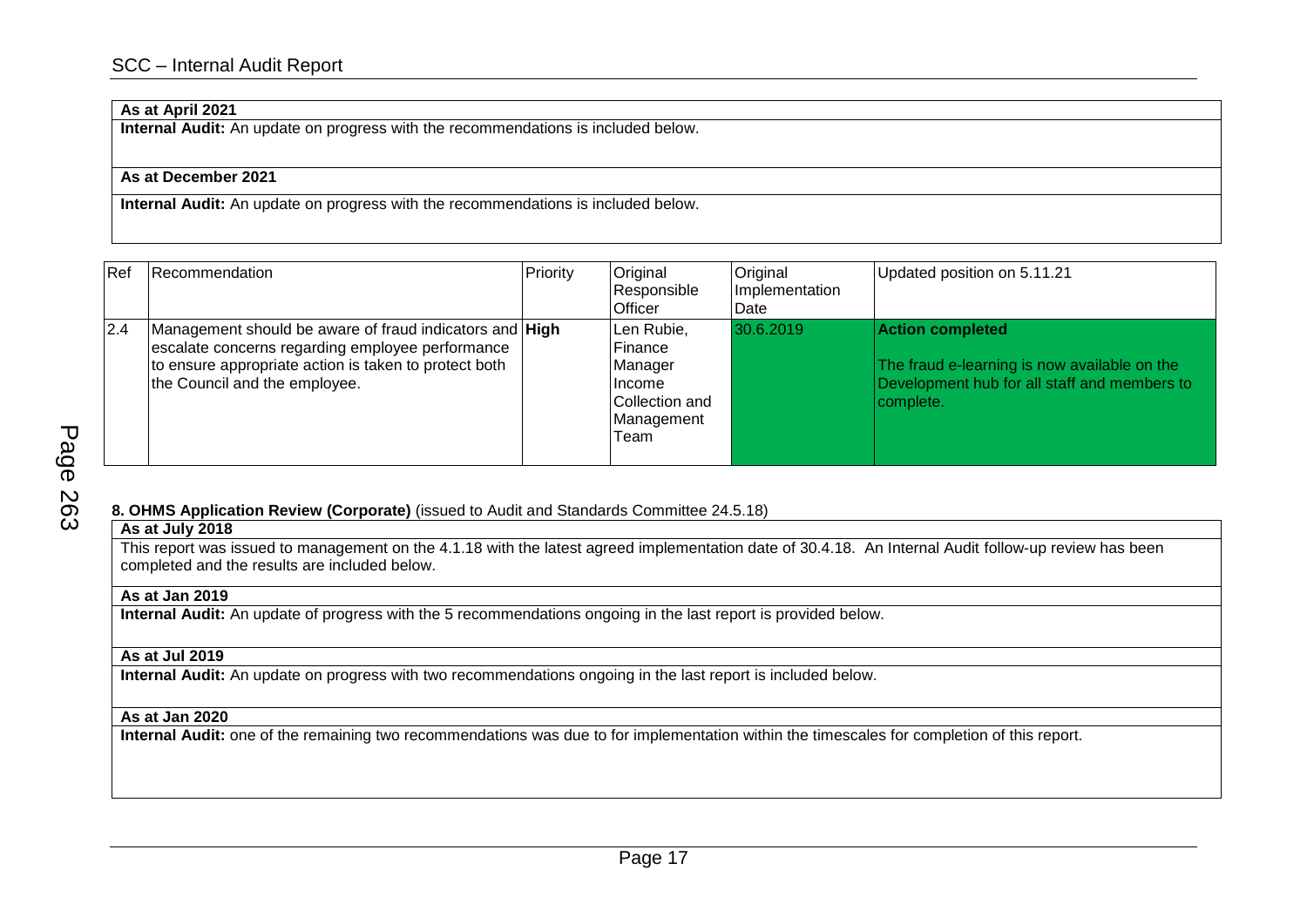**As at April 2021**

**Internal Audit:** An update on progress with the recommendations is included below.

**As at December 2021**

**Internal Audit:** An update on progress with the recommendations is included below.

| Ref | Recommendation | Priority | Original Responsible Officer | Original Implementation Date | Updated position on 5.11.21 |
|---|---|---|---|---|---|
| 2.4 | Management should be aware of fraud indicators and escalate concerns regarding employee performance to ensure appropriate action is taken to protect both the Council and the employee. | **High** | Len Rubie, Finance Manager Income Collection and Management Team | 30.6.2019 | **Action completed**<br><br>The fraud e-learning is now available on the Development hub for all staff and members to complete. |

**8. OHMS Application Review (Corporate)** (issued to Audit and Standards Committee 24.5.18)

**As at July 2018**

This report was issued to management on the 4.1.18 with the latest agreed implementation date of 30.4.18. An Internal Audit follow-up review has been completed and the results are included below.

**As at Jan 2019**

**Internal Audit:** An update of progress with the 5 recommendations ongoing in the last report is provided below.

**As at Jul 2019**

**Internal Audit:** An update on progress with two recommendations ongoing in the last report is included below.

**As at Jan 2020**

**Internal Audit:** one of the remaining two recommendations was due to for implementation within the timescales for completion of this report.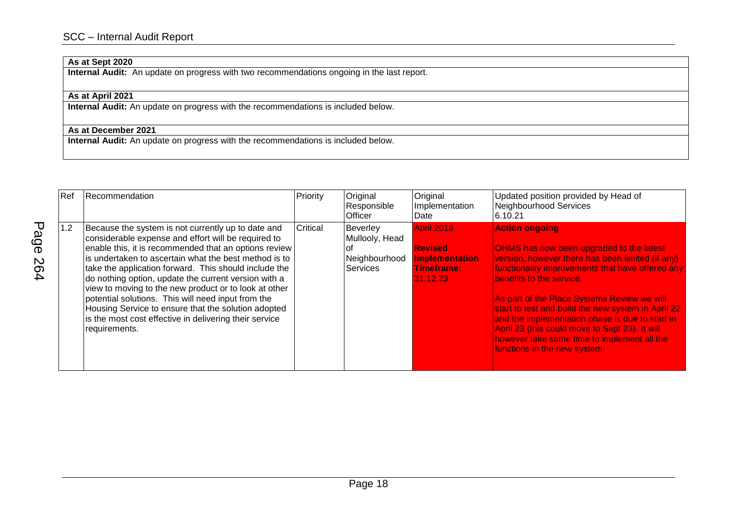**As at Sept 2020**

**Internal Audit:** An update on progress with two recommendations ongoing in the last report.

**As at April 2021**

**Internal Audit:** An update on progress with the recommendations is included below.

**As at December 2021**

**Internal Audit:** An update on progress with the recommendations is included below.

| Ref | Recommendation | Priority | Original Responsible Officer | Original Implementation Date | Updated position provided by Head of Neighbourhood Services 6.10.21 |
|---|---|---|---|---|---|
| 1.2 | Because the system is not currently up to date and considerable expense and effort will be required to enable this, it is recommended that an options review is undertaken to ascertain what the best method is to take the application forward. This should include the do nothing option, update the current version with a view to moving to the new product or to look at other potential solutions. This will need input from the Housing Service to ensure that the solution adopted is the most cost effective in delivering their service requirements. | Critical | Beverley Mullooly, Head of Neighbourhood Services | April 2018<br><br>**Revised Implementation Timeframe:** 31.12.23 | **Action ongoing**<br><br>OHMS has now been upgraded to the latest version, however there has been limited (if any) functionality improvements that have offered any benefits to the service.<br><br>As part of the Place Systems Review we will start to test and build the new system in April 22 and the implementation phase is due to start in April 23 (this could move to Sept 23). It will however take some time to implement all the functions in the new system. |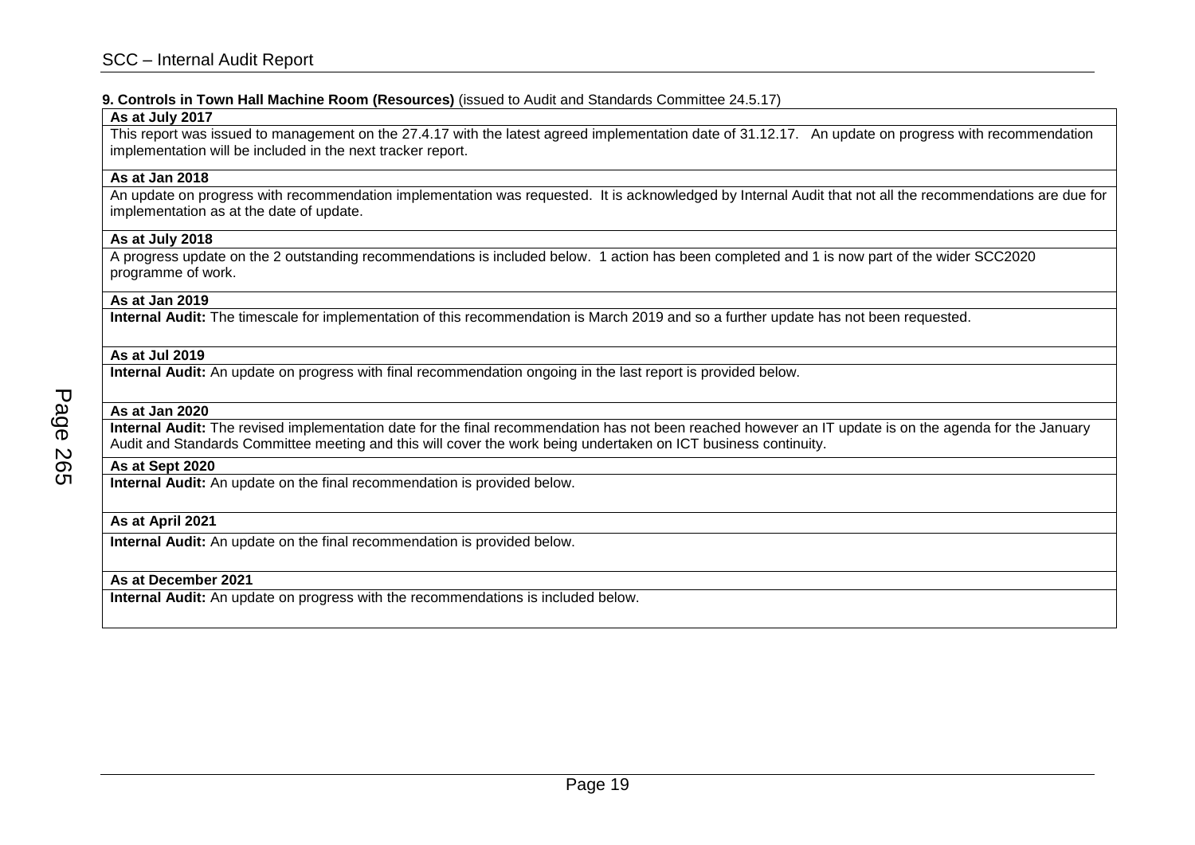**9. Controls in Town Hall Machine Room (Resources)** (issued to Audit and Standards Committee 24.5.17)

| **As at July 2017** |
|---|
| This report was issued to management on the 27.4.17 with the latest agreed implementation date of 31.12.17. An update on progress with recommendation implementation will be included in the next tracker report. |
| **As at Jan 2018** |
| An update on progress with recommendation implementation was requested. It is acknowledged by Internal Audit that not all the recommendations are due for implementation as at the date of update. |
| **As at July 2018** |
| A progress update on the 2 outstanding recommendations is included below. 1 action has been completed and 1 is now part of the wider SCC2020 programme of work. |
| **As at Jan 2019** |
| **Internal Audit:** The timescale for implementation of this recommendation is March 2019 and so a further update has not been requested. |
| **As at Jul 2019** |
| **Internal Audit:** An update on progress with final recommendation ongoing in the last report is provided below. |
| **As at Jan 2020** |
| **Internal Audit:** The revised implementation date for the final recommendation has not been reached however an IT update is on the agenda for the January Audit and Standards Committee meeting and this will cover the work being undertaken on ICT business continuity. |
| **As at Sept 2020** |
| **Internal Audit:** An update on the final recommendation is provided below. |
| **As at April 2021** |
| **Internal Audit:** An update on the final recommendation is provided below. |
| **As at December 2021** |
| **Internal Audit:** An update on progress with the recommendations is included below. |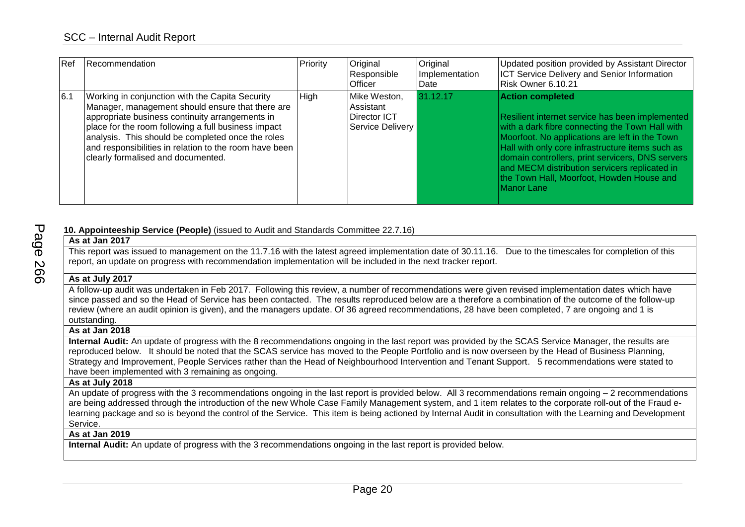| Ref | Recommendation | Priority | Original Responsible Officer | Original Implementation Date | Updated position provided by Assistant Director ICT Service Delivery and Senior Information Risk Owner 6.10.21 |
|---|---|---|---|---|---|
| 6.1 | Working in conjunction with the Capita Security Manager, management should ensure that there are appropriate business continuity arrangements in place for the room following a full business impact analysis. This should be completed once the roles and responsibilities in relation to the room have been clearly formalised and documented. | High | Mike Weston, Assistant Director ICT Service Delivery | 31.12.17 | **Action completed**<br><br>Resilient internet service has been implemented with a dark fibre connecting the Town Hall with Moorfoot. No applications are left in the Town Hall with only core infrastructure items such as domain controllers, print servicers, DNS servers and MECM distribution servicers replicated in the Town Hall, Moorfoot, Howden House and Manor Lane |

**10. Appointeeship Service (People)** (issued to Audit and Standards Committee 22.7.16)

**As at Jan 2017**

This report was issued to management on the 11.7.16 with the latest agreed implementation date of 30.11.16. Due to the timescales for completion of this report, an update on progress with recommendation implementation will be included in the next tracker report.

**As at July 2017**

A follow-up audit was undertaken in Feb 2017. Following this review, a number of recommendations were given revised implementation dates which have since passed and so the Head of Service has been contacted. The results reproduced below are a therefore a combination of the outcome of the follow-up review (where an audit opinion is given), and the managers update. Of 36 agreed recommendations, 28 have been completed, 7 are ongoing and 1 is outstanding.

**As at Jan 2018**

**Internal Audit:** An update of progress with the 8 recommendations ongoing in the last report was provided by the SCAS Service Manager, the results are reproduced below. It should be noted that the SCAS service has moved to the People Portfolio and is now overseen by the Head of Business Planning, Strategy and Improvement, People Services rather than the Head of Neighbourhood Intervention and Tenant Support. 5 recommendations were stated to have been implemented with 3 remaining as ongoing.

**As at July 2018**

An update of progress with the 3 recommendations ongoing in the last report is provided below. All 3 recommendations remain ongoing – 2 recommendations are being addressed through the introduction of the new Whole Case Family Management system, and 1 item relates to the corporate roll-out of the Fraud e-learning package and so is beyond the control of the Service. This item is being actioned by Internal Audit in consultation with the Learning and Development Service.

**As at Jan 2019**

**Internal Audit:** An update of progress with the 3 recommendations ongoing in the last report is provided below.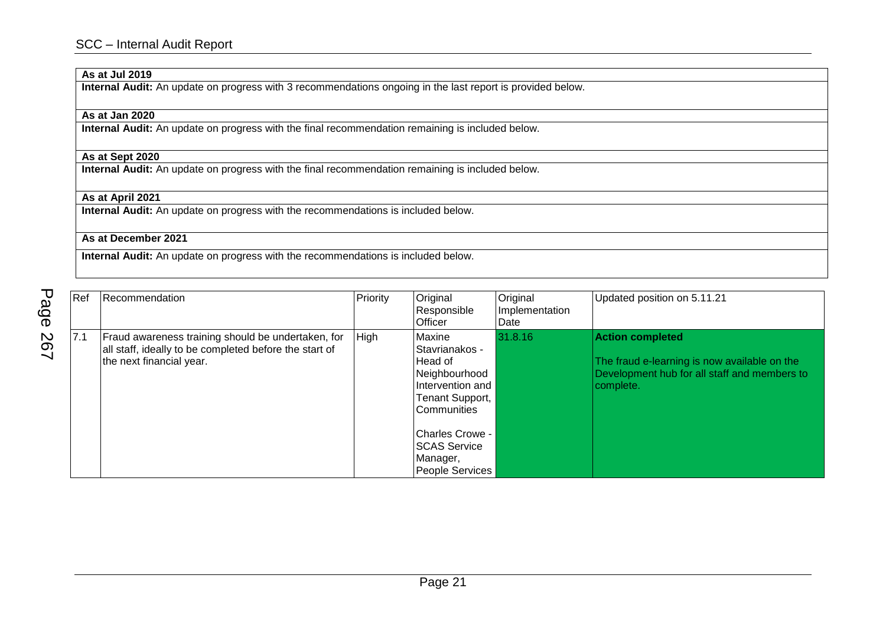**As at Jul 2019**

**Internal Audit:** An update on progress with 3 recommendations ongoing in the last report is provided below.

**As at Jan 2020**

**Internal Audit:** An update on progress with the final recommendation remaining is included below.

**As at Sept 2020**

**Internal Audit:** An update on progress with the final recommendation remaining is included below.

**As at April 2021**

**Internal Audit:** An update on progress with the recommendations is included below.

**As at December 2021**

**Internal Audit:** An update on progress with the recommendations is included below.

| Ref | Recommendation | Priority | Original Responsible Officer | Original Implementation Date | Updated position on 5.11.21 |
|---|---|---|---|---|---|
| 7.1 | Fraud awareness training should be undertaken, for all staff, ideally to be completed before the start of the next financial year. | High | Maxine Stavrianakos - Head of Neighbourhood Intervention and Tenant Support, Communities<br><br>Charles Crowe - SCAS Service Manager, People Services | 31.8.16 | **Action completed**<br><br>The fraud e-learning is now available on the Development hub for all staff and members to complete. |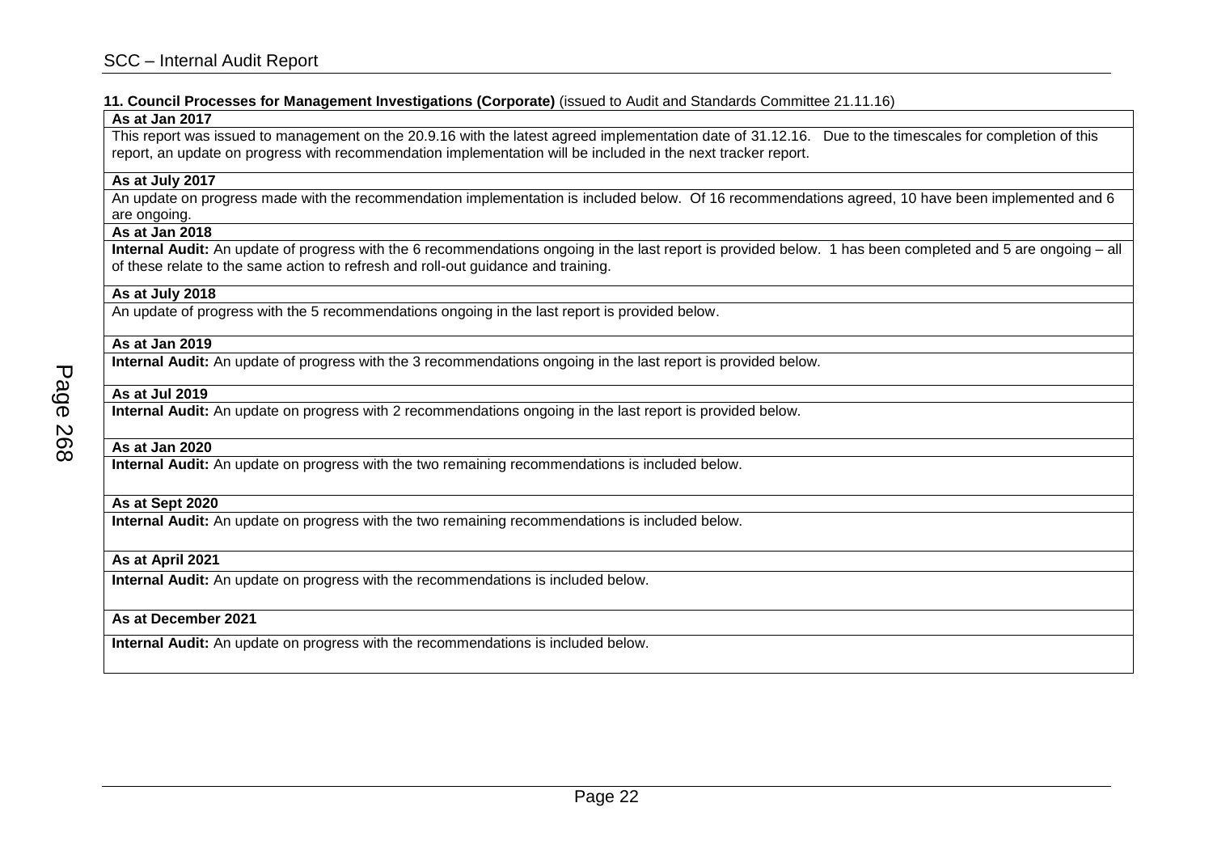**11. Council Processes for Management Investigations (Corporate)** (issued to Audit and Standards Committee 21.11.16)

| **As at Jan 2017** |
|---|
| This report was issued to management on the 20.9.16 with the latest agreed implementation date of 31.12.16. Due to the timescales for completion of this report, an update on progress with recommendation implementation will be included in the next tracker report. |
| **As at July 2017** |
| An update on progress made with the recommendation implementation is included below. Of 16 recommendations agreed, 10 have been implemented and 6 are ongoing. |
| **As at Jan 2018** |
| **Internal Audit:** An update of progress with the 6 recommendations ongoing in the last report is provided below. 1 has been completed and 5 are ongoing – all of these relate to the same action to refresh and roll-out guidance and training. |
| **As at July 2018** |
| An update of progress with the 5 recommendations ongoing in the last report is provided below. |
| **As at Jan 2019** |
| **Internal Audit:** An update of progress with the 3 recommendations ongoing in the last report is provided below. |
| **As at Jul 2019** |
| **Internal Audit:** An update on progress with 2 recommendations ongoing in the last report is provided below. |
| **As at Jan 2020** |
| **Internal Audit:** An update on progress with the two remaining recommendations is included below. |
| **As at Sept 2020** |
| **Internal Audit:** An update on progress with the two remaining recommendations is included below. |
| **As at April 2021** |
| **Internal Audit:** An update on progress with the recommendations is included below. |
| **As at December 2021** |
| **Internal Audit:** An update on progress with the recommendations is included below. |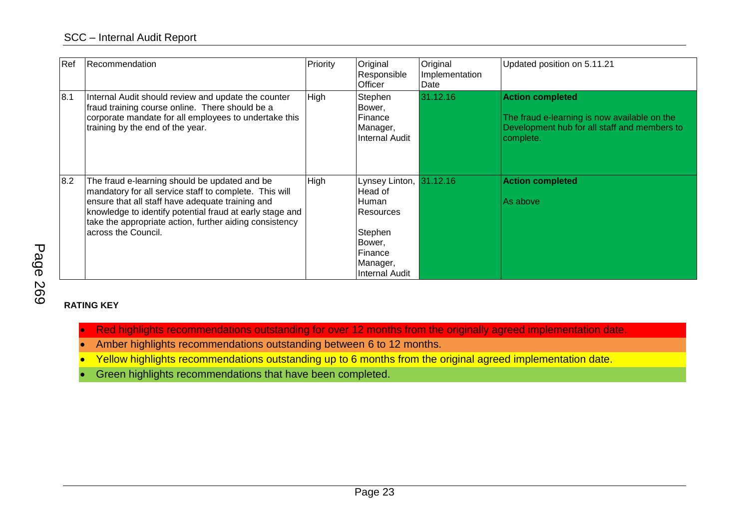| Ref | Recommendation | Priority | Original Responsible Officer | Original Implementation Date | Updated position on 5.11.21 |
|---|---|---|---|---|---|
| 8.1 | Internal Audit should review and update the counter fraud training course online. There should be a corporate mandate for all employees to undertake this training by the end of the year. | High | Stephen Bower, Finance Manager, Internal Audit | 31.12.16 | **Action completed**<br><br>The fraud e-learning is now available on the Development hub for all staff and members to complete. |
| 8.2 | The fraud e-learning should be updated and be mandatory for all service staff to complete. This will ensure that all staff have adequate training and knowledge to identify potential fraud at early stage and take the appropriate action, further aiding consistency across the Council. | High | Lynsey Linton, Head of Human Resources<br><br>Stephen Bower, Finance Manager, Internal Audit | 31.12.16 | **Action completed**<br><br>As above |

**RATING KEY**

- Red highlights recommendations outstanding for over 12 months from the originally agreed implementation date.
- Amber highlights recommendations outstanding between 6 to 12 months.
- Yellow highlights recommendations outstanding up to 6 months from the original agreed implementation date.
- Green highlights recommendations that have been completed.